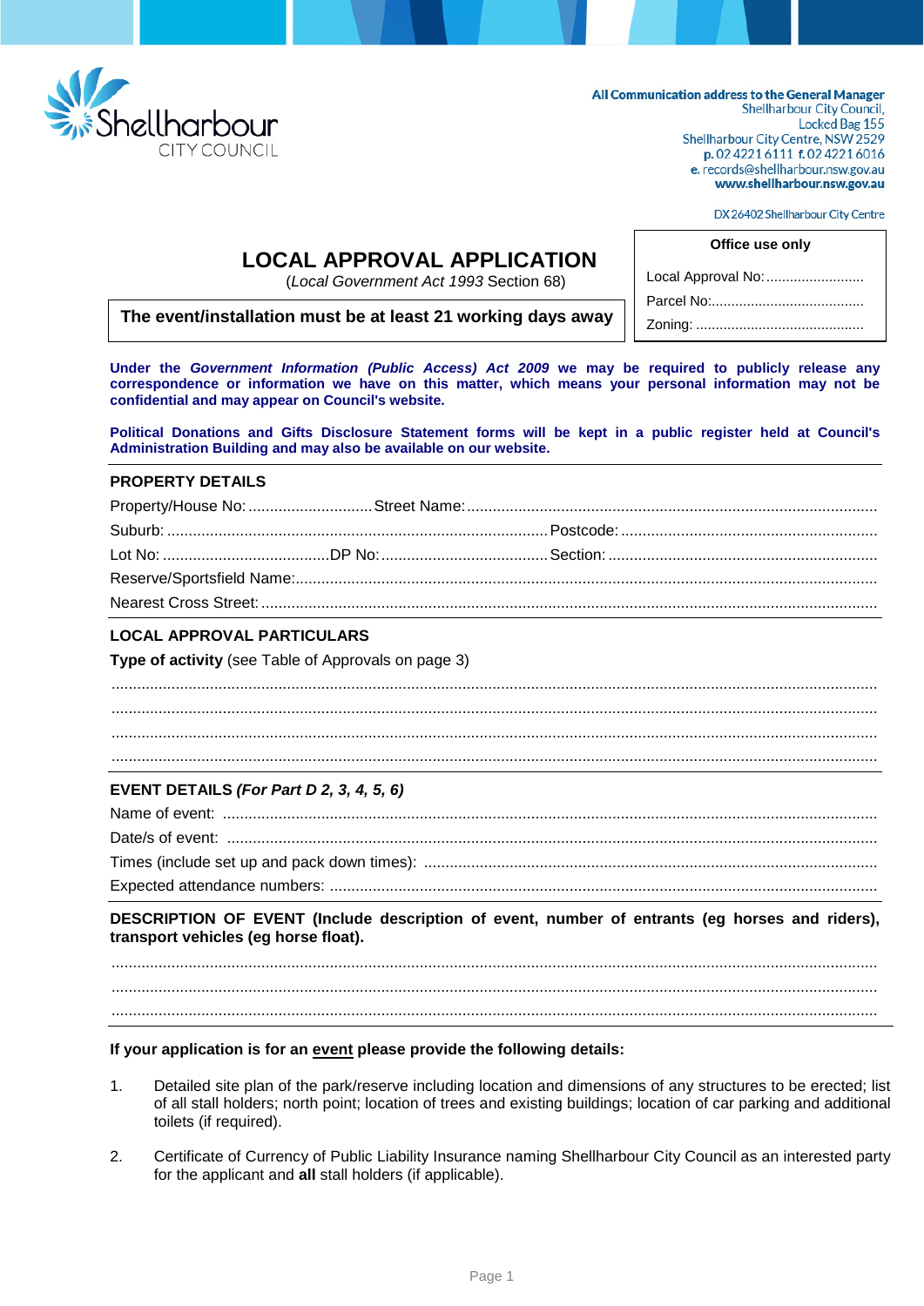Shellharbour CITY COUNCIL

**All Communication address to the General Manager**
Shellharbour City Council,
Locked Bag 155
Shellharbour City Centre, NSW 2529
**p.** 02 4221 6111 **f.** 02 4221 6016
**e.** records@shellharbour.nsw.gov.au
**www.shellharbour.nsw.gov.au**

DX 26402 Shellharbour City Centre

# LOCAL APPROVAL APPLICATION

(*Local Government Act 1993* Section 68)

**The event/installation must be at least 21 working days away**

| Office use only |
|---|
| Local Approval No:......................... |
| Parcel No:....................................... |
| Zoning: ........................................... |

**Under the *Government Information (Public Access) Act 2009* we may be required to publicly release any correspondence or information we have on this matter, which means your personal information may not be confidential and may appear on Council's website.**

**Political Donations and Gifts Disclosure Statement forms will be kept in a public register held at Council's Administration Building and may also be available on our website.**

## PROPERTY DETAILS

Property/House No: ............................. Street Name: ...............................................................................................

Suburb: ......................................................................................... Postcode: ............................................................

Lot No: ....................................... DP No: ....................................... Section: ...............................................................

Reserve/Sportsfield Name: .......................................................................................................................................

Nearest Cross Street: ..............................................................................................................................................

## LOCAL APPROVAL PARTICULARS

**Type of activity** (see Table of Approvals on page 3)

.................................................................................................................................................................................

.................................................................................................................................................................................

.................................................................................................................................................................................

.................................................................................................................................................................................

## EVENT DETAILS *(For Part D 2, 3, 4, 5, 6)*

Name of event: ........................................................................................................................................................

Date/s of event: .......................................................................................................................................................

Times (include set up and pack down times): ..........................................................................................................

Expected attendance numbers: ...............................................................................................................................

**DESCRIPTION OF EVENT (Include description of event, number of entrants (eg horses and riders), transport vehicles (eg horse float).**

.................................................................................................................................................................................

.................................................................................................................................................................................

.................................................................................................................................................................................

**If your application is for an <u>event</u> please provide the following details:**

1. Detailed site plan of the park/reserve including location and dimensions of any structures to be erected; list of all stall holders; north point; location of trees and existing buildings; location of car parking and additional toilets (if required).

2. Certificate of Currency of Public Liability Insurance naming Shellharbour City Council as an interested party for the applicant and **all** stall holders (if applicable).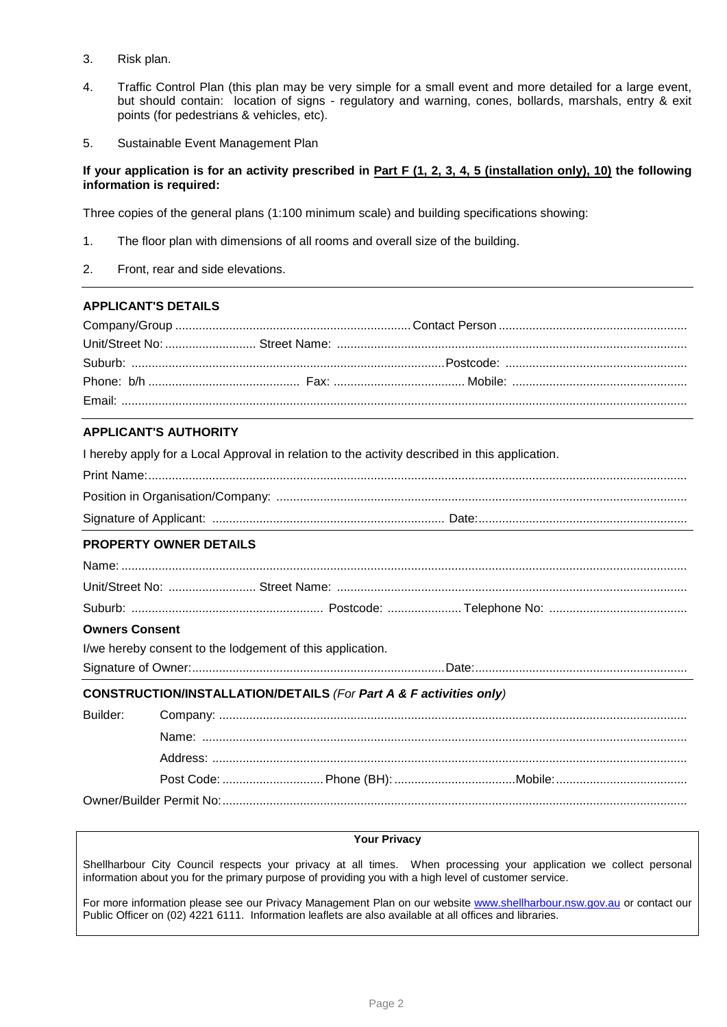3. Risk plan.

4. Traffic Control Plan (this plan may be very simple for a small event and more detailed for a large event, but should contain: location of signs - regulatory and warning, cones, bollards, marshals, entry & exit points (for pedestrians & vehicles, etc).

5. Sustainable Event Management Plan

**If your application is for an activity prescribed in Part F (1, 2, 3, 4, 5 (installation only), 10) the following information is required:**

Three copies of the general plans (1:100 minimum scale) and building specifications showing:

1. The floor plan with dimensions of all rooms and overall size of the building.

2. Front, rear and side elevations.

---

## APPLICANT'S DETAILS

Company/Group ............................................................ Contact Person ............................................................

Unit/Street No: .......................... Street Name: ............................................................................................

Suburb: ............................................................................................ Postcode: ...............................................

Phone: b/h ............................................ Fax: ...................................... Mobile: ..............................................

Email: ..........................................................................................................................................................

---

## APPLICANT'S AUTHORITY

I hereby apply for a Local Approval in relation to the activity described in this application.

Print Name: ..................................................................................................................................................

Position in Organisation/Company: .................................................................................................................

Signature of Applicant: .................................................................... Date: ..................................................

---

## PROPERTY OWNER DETAILS

Name: ..........................................................................................................................................................

Unit/Street No: .......................... Street Name: ............................................................................................

Suburb: ......................................................... Postcode: ..................... Telephone No: ...................................

**Owners Consent**

I/we hereby consent to the lodgement of this application.

Signature of Owner: ........................................................................... Date: ..................................................

---

## CONSTRUCTION/INSTALLATION/DETAILS *(For **Part A & F activities only**)*

Builder:

Company: ...................................................................................................................................

Name: ........................................................................................................................................

Address: ....................................................................................................................................

Post Code: ............................ Phone (BH): .................................. Mobile: ......................................

Owner/Builder Permit No: ............................................................................................................................

---

**Your Privacy**

Shellharbour City Council respects your privacy at all times. When processing your application we collect personal information about you for the primary purpose of providing you with a high level of customer service.

For more information please see our Privacy Management Plan on our website www.shellharbour.nsw.gov.au or contact our Public Officer on (02) 4221 6111. Information leaflets are also available at all offices and libraries.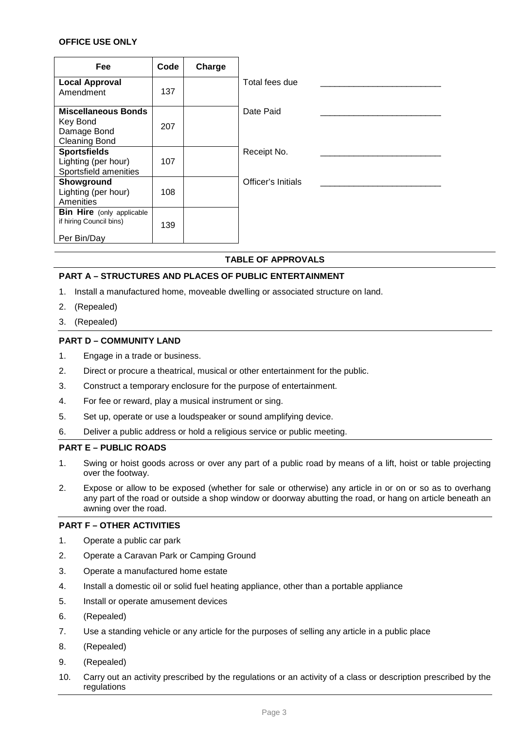**OFFICE USE ONLY**

| Fee | Code | Charge |
|---|---|---|
| **Local Approval**<br>Amendment | 137 | |
| **Miscellaneous Bonds**<br>Key Bond<br>Damage Bond<br>Cleaning Bond | 207 | |
| **Sportsfields**<br>Lighting (per hour)<br>Sportsfield amenities | 107 | |
| **Showground**<br>Lighting (per hour)<br>Amenities | 108 | |
| **Bin Hire** (only applicable if hiring Council bins)<br><br>Per Bin/Day | 139 | |

Total fees due ________________________

Date Paid ________________________

Receipt No. ________________________

Officer's Initials ________________________

**TABLE OF APPROVALS**

**PART A – STRUCTURES AND PLACES OF PUBLIC ENTERTAINMENT**

1. Install a manufactured home, moveable dwelling or associated structure on land.
2. (Repealed)
3. (Repealed)

**PART D – COMMUNITY LAND**

1. Engage in a trade or business.
2. Direct or procure a theatrical, musical or other entertainment for the public.
3. Construct a temporary enclosure for the purpose of entertainment.
4. For fee or reward, play a musical instrument or sing.
5. Set up, operate or use a loudspeaker or sound amplifying device.
6. Deliver a public address or hold a religious service or public meeting.

**PART E – PUBLIC ROADS**

1. Swing or hoist goods across or over any part of a public road by means of a lift, hoist or table projecting over the footway.
2. Expose or allow to be exposed (whether for sale or otherwise) any article in or on or so as to overhang any part of the road or outside a shop window or doorway abutting the road, or hang on article beneath an awning over the road.

**PART F – OTHER ACTIVITIES**

1. Operate a public car park
2. Operate a Caravan Park or Camping Ground
3. Operate a manufactured home estate
4. Install a domestic oil or solid fuel heating appliance, other than a portable appliance
5. Install or operate amusement devices
6. (Repealed)
7. Use a standing vehicle or any article for the purposes of selling any article in a public place
8. (Repealed)
9. (Repealed)
10. Carry out an activity prescribed by the regulations or an activity of a class or description prescribed by the regulations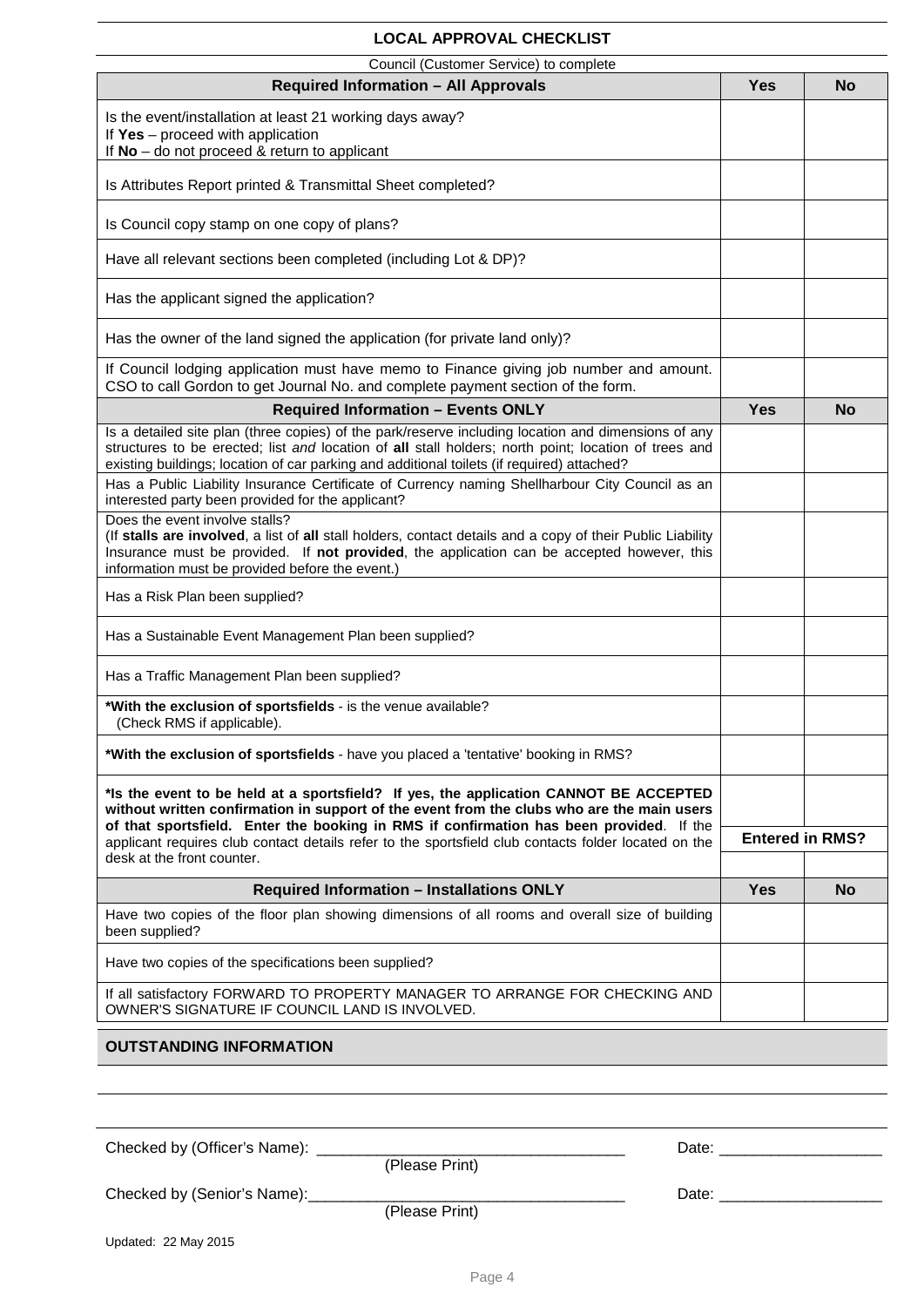## LOCAL APPROVAL CHECKLIST

Council (Customer Service) to complete

| Required Information – All Approvals | Yes | No |
|---|---|---|
| Is the event/installation at least 21 working days away?<br>If **Yes** – proceed with application<br>If **No** – do not proceed & return to applicant | | |
| Is Attributes Report printed & Transmittal Sheet completed? | | |
| Is Council copy stamp on one copy of plans? | | |
| Have all relevant sections been completed (including Lot & DP)? | | |
| Has the applicant signed the application? | | |
| Has the owner of the land signed the application (for private land only)? | | |
| If Council lodging application must have memo to Finance giving job number and amount. CSO to call Gordon to get Journal No. and complete payment section of the form. | | |
| **Required Information – Events ONLY** | **Yes** | **No** |
| Is a detailed site plan (three copies) of the park/reserve including location and dimensions of any structures to be erected; list *and* location of **all** stall holders; north point; location of trees and existing buildings; location of car parking and additional toilets (if required) attached? | | |
| Has a Public Liability Insurance Certificate of Currency naming Shellharbour City Council as an interested party been provided for the applicant? | | |
| Does the event involve stalls?<br>(If **stalls are involved**, a list of **all** stall holders, contact details and a copy of their Public Liability Insurance must be provided. If **not provided**, the application can be accepted however, this information must be provided before the event.) | | |
| Has a Risk Plan been supplied? | | |
| Has a Sustainable Event Management Plan been supplied? | | |
| Has a Traffic Management Plan been supplied? | | |
| **\*With the exclusion of sportsfields** - is the venue available?<br>(Check RMS if applicable). | | |
| **\*With the exclusion of sportsfields** - have you placed a 'tentative' booking in RMS? | | |
| **\*Is the event to be held at a sportsfield? If yes, the application CANNOT BE ACCEPTED without written confirmation in support of the event from the clubs who are the main users of that sportsfield. Enter the booking in RMS if confirmation has been provided**. If the applicant requires club contact details refer to the sportsfield club contacts folder located on the desk at the front counter. | | |
| | **Entered in RMS?** | |
| | | |
| **Required Information – Installations ONLY** | **Yes** | **No** |
| Have two copies of the floor plan showing dimensions of all rooms and overall size of building been supplied? | | |
| Have two copies of the specifications been supplied? | | |
| If all satisfactory FORWARD TO PROPERTY MANAGER TO ARRANGE FOR CHECKING AND OWNER'S SIGNATURE IF COUNCIL LAND IS INVOLVED. | | |

**OUTSTANDING INFORMATION**

Checked by (Officer's Name): ___________________________________ Date: ___________________
(Please Print)

Checked by (Senior's Name): ___________________________________ Date: ___________________
(Please Print)

Updated: 22 May 2015